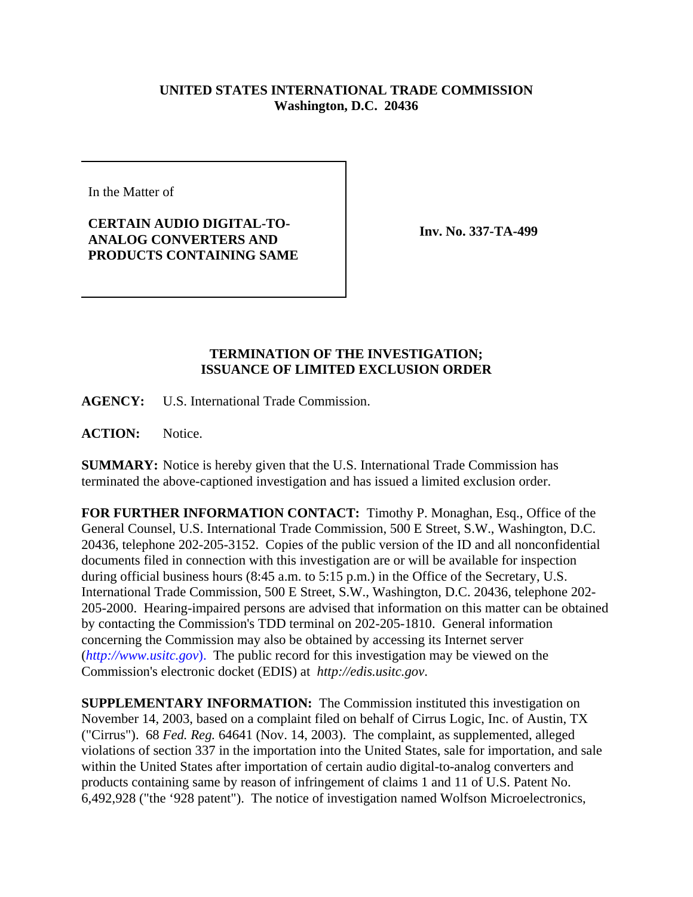**UNITED STATES INTERNATIONAL TRADE COMMISSION**
**Washington, D.C. 20436**

| In the Matter of<br><br>**CERTAIN AUDIO DIGITAL-TO-ANALOG CONVERTERS AND PRODUCTS CONTAINING SAME** | **Inv. No. 337-TA-499** |
|---|---|

**TERMINATION OF THE INVESTIGATION;**
**ISSUANCE OF LIMITED EXCLUSION ORDER**

**AGENCY:** U.S. International Trade Commission.

**ACTION:** Notice.

**SUMMARY:** Notice is hereby given that the U.S. International Trade Commission has terminated the above-captioned investigation and has issued a limited exclusion order.

**FOR FURTHER INFORMATION CONTACT:** Timothy P. Monaghan, Esq., Office of the General Counsel, U.S. International Trade Commission, 500 E Street, S.W., Washington, D.C. 20436, telephone 202-205-3152. Copies of the public version of the ID and all nonconfidential documents filed in connection with this investigation are or will be available for inspection during official business hours (8:45 a.m. to 5:15 p.m.) in the Office of the Secretary, U.S. International Trade Commission, 500 E Street, S.W., Washington, D.C. 20436, telephone 202-205-2000. Hearing-impaired persons are advised that information on this matter can be obtained by contacting the Commission's TDD terminal on 202-205-1810. General information concerning the Commission may also be obtained by accessing its Internet server (*http://www.usitc.gov*). The public record for this investigation may be viewed on the Commission's electronic docket (EDIS) at *http://edis.usitc.gov*.

**SUPPLEMENTARY INFORMATION:** The Commission instituted this investigation on November 14, 2003, based on a complaint filed on behalf of Cirrus Logic, Inc. of Austin, TX ("Cirrus"). 68 *Fed. Reg.* 64641 (Nov. 14, 2003). The complaint, as supplemented, alleged violations of section 337 in the importation into the United States, sale for importation, and sale within the United States after importation of certain audio digital-to-analog converters and products containing same by reason of infringement of claims 1 and 11 of U.S. Patent No. 6,492,928 ("the '928 patent"). The notice of investigation named Wolfson Microelectronics,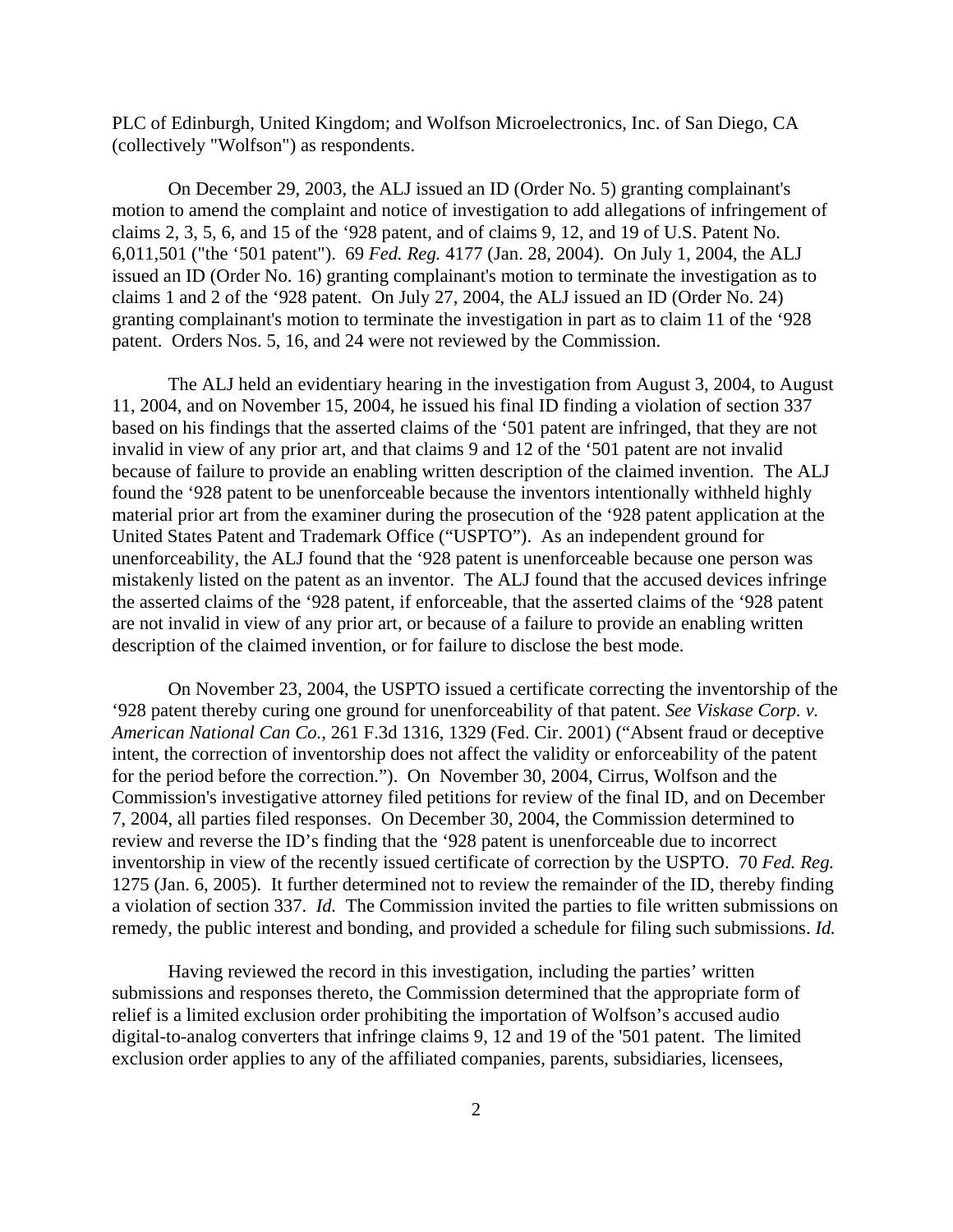PLC of Edinburgh, United Kingdom; and Wolfson Microelectronics, Inc. of San Diego, CA (collectively "Wolfson") as respondents.

On December 29, 2003, the ALJ issued an ID (Order No. 5) granting complainant's motion to amend the complaint and notice of investigation to add allegations of infringement of claims 2, 3, 5, 6, and 15 of the '928 patent, and of claims 9, 12, and 19 of U.S. Patent No. 6,011,501 ("the '501 patent"). 69 *Fed. Reg.* 4177 (Jan. 28, 2004). On July 1, 2004, the ALJ issued an ID (Order No. 16) granting complainant's motion to terminate the investigation as to claims 1 and 2 of the '928 patent. On July 27, 2004, the ALJ issued an ID (Order No. 24) granting complainant's motion to terminate the investigation in part as to claim 11 of the '928 patent. Orders Nos. 5, 16, and 24 were not reviewed by the Commission.

The ALJ held an evidentiary hearing in the investigation from August 3, 2004, to August 11, 2004, and on November 15, 2004, he issued his final ID finding a violation of section 337 based on his findings that the asserted claims of the '501 patent are infringed, that they are not invalid in view of any prior art, and that claims 9 and 12 of the '501 patent are not invalid because of failure to provide an enabling written description of the claimed invention. The ALJ found the '928 patent to be unenforceable because the inventors intentionally withheld highly material prior art from the examiner during the prosecution of the '928 patent application at the United States Patent and Trademark Office ("USPTO"). As an independent ground for unenforceability, the ALJ found that the '928 patent is unenforceable because one person was mistakenly listed on the patent as an inventor. The ALJ found that the accused devices infringe the asserted claims of the '928 patent, if enforceable, that the asserted claims of the '928 patent are not invalid in view of any prior art, or because of a failure to provide an enabling written description of the claimed invention, or for failure to disclose the best mode.

On November 23, 2004, the USPTO issued a certificate correcting the inventorship of the '928 patent thereby curing one ground for unenforceability of that patent. *See Viskase Corp. v. American National Can Co.*, 261 F.3d 1316, 1329 (Fed. Cir. 2001) ("Absent fraud or deceptive intent, the correction of inventorship does not affect the validity or enforceability of the patent for the period before the correction."). On November 30, 2004, Cirrus, Wolfson and the Commission's investigative attorney filed petitions for review of the final ID, and on December 7, 2004, all parties filed responses. On December 30, 2004, the Commission determined to review and reverse the ID's finding that the '928 patent is unenforceable due to incorrect inventorship in view of the recently issued certificate of correction by the USPTO. 70 *Fed. Reg.* 1275 (Jan. 6, 2005). It further determined not to review the remainder of the ID, thereby finding a violation of section 337. *Id.* The Commission invited the parties to file written submissions on remedy, the public interest and bonding, and provided a schedule for filing such submissions. *Id.*

Having reviewed the record in this investigation, including the parties' written submissions and responses thereto, the Commission determined that the appropriate form of relief is a limited exclusion order prohibiting the importation of Wolfson's accused audio digital-to-analog converters that infringe claims 9, 12 and 19 of the '501 patent. The limited exclusion order applies to any of the affiliated companies, parents, subsidiaries, licensees,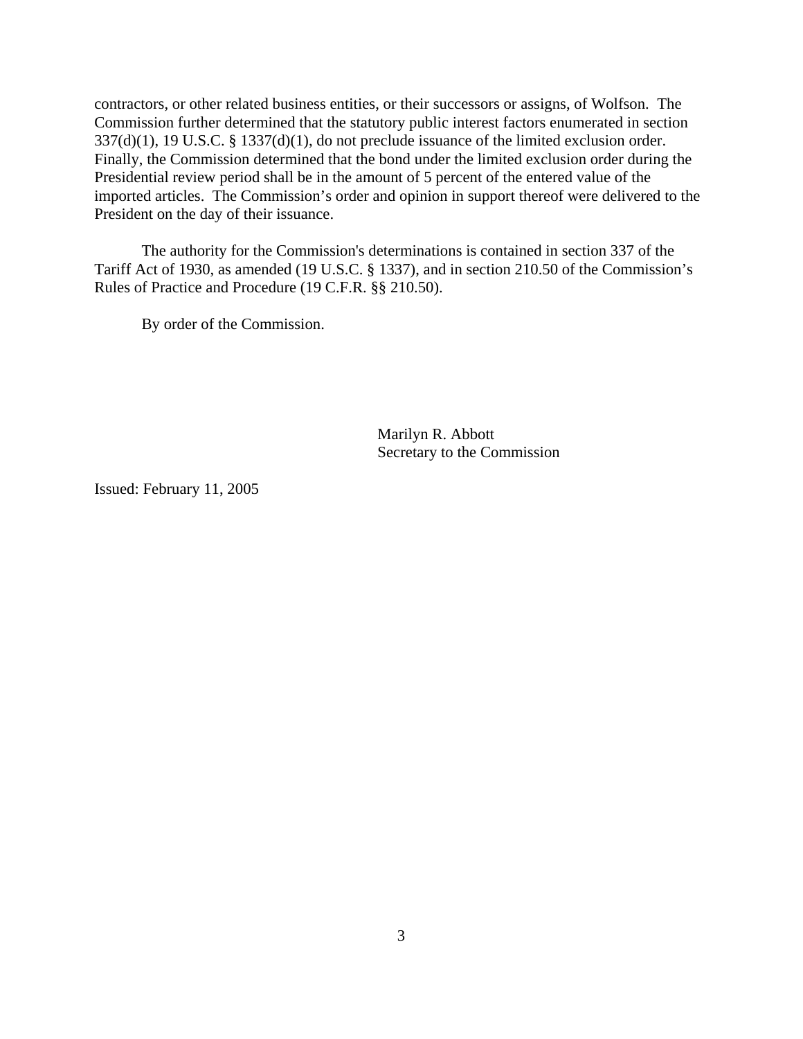contractors, or other related business entities, or their successors or assigns, of Wolfson. The Commission further determined that the statutory public interest factors enumerated in section 337(d)(1), 19 U.S.C. § 1337(d)(1), do not preclude issuance of the limited exclusion order. Finally, the Commission determined that the bond under the limited exclusion order during the Presidential review period shall be in the amount of 5 percent of the entered value of the imported articles. The Commission's order and opinion in support thereof were delivered to the President on the day of their issuance.

The authority for the Commission's determinations is contained in section 337 of the Tariff Act of 1930, as amended (19 U.S.C. § 1337), and in section 210.50 of the Commission's Rules of Practice and Procedure (19 C.F.R. §§ 210.50).

By order of the Commission.

Marilyn R. Abbott
Secretary to the Commission

Issued: February 11, 2005